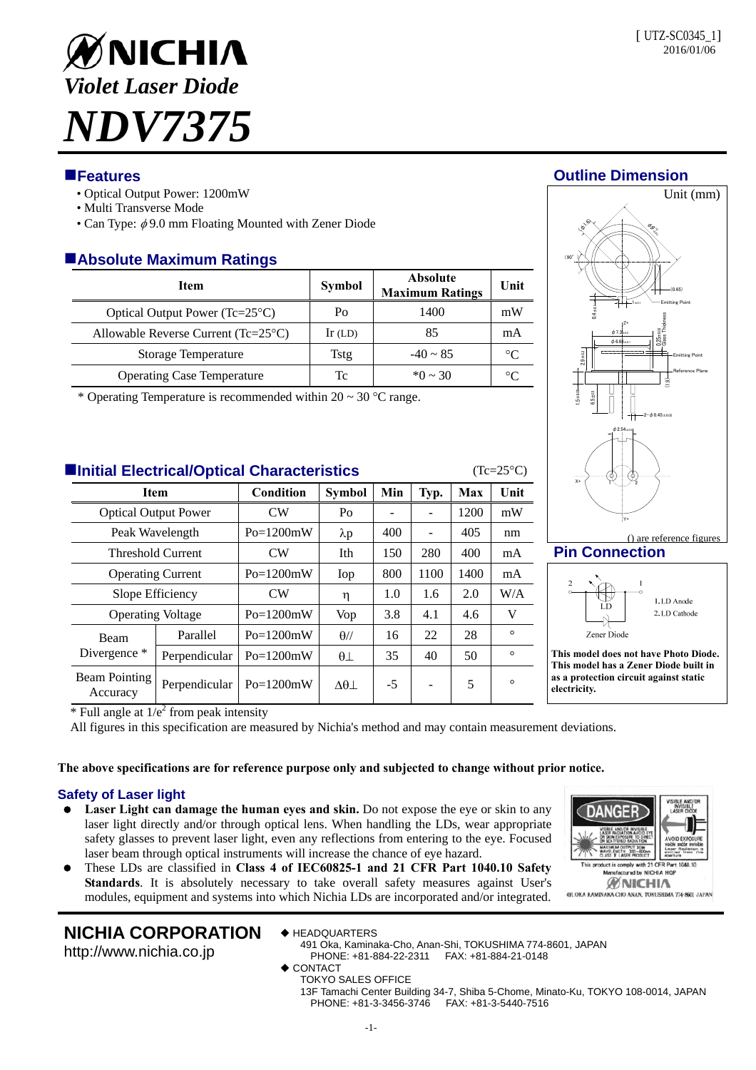[ UTZ-SC0345_1]
2016/01/06

# NICHIA

## *Violet Laser Diode*

# *NDV7375*

## Features

- Optical Output Power: 1200mW
- Multi Transverse Mode
- Can Type: $\phi$9.0 mm Floating Mounted with Zener Diode

## Absolute Maximum Ratings

| Item | Symbol | Absolute Maximum Ratings | Unit |
|---|---|---|---|
| Optical Output Power (Tc=25°C) | Po | 1400 | mW |
| Allowable Reverse Current (Tc=25°C) | Ir (LD) | 85 | mA |
| Storage Temperature | Tstg | -40 ~ 85 | °C |
| Operating Case Temperature | Tc | *0 ~ 30 | °C |

* Operating Temperature is recommended within 20 ~ 30 °C range.

## Initial Electrical/Optical Characteristics

(Tc=25°C)

| Item | | Condition | Symbol | Min | Typ. | Max | Unit |
|---|---|---|---|---|---|---|---|
| Optical Output Power | | CW | Po | - | - | 1200 | mW |
| Peak Wavelength | | Po=1200mW | λp | 400 | - | 405 | nm |
| Threshold Current | | CW | Ith | 150 | 280 | 400 | mA |
| Operating Current | | Po=1200mW | Iop | 800 | 1100 | 1400 | mA |
| Slope Efficiency | | CW | η | 1.0 | 1.6 | 2.0 | W/A |
| Operating Voltage | | Po=1200mW | Vop | 3.8 | 4.1 | 4.6 | V |
| Beam Divergence * | Parallel | Po=1200mW | θ// | 16 | 22 | 28 | ° |
| | Perpendicular | Po=1200mW | θ⊥ | 35 | 40 | 50 | ° |
| Beam Pointing Accuracy | Perpendicular | Po=1200mW | Δθ⊥ | -5 | - | 5 | ° |

* Full angle at $1/e^2$ from peak intensity

All figures in this specification are measured by Nichia's method and may contain measurement deviations.

## Outline Dimension

Unit (mm)

() are reference figures

## Pin Connection

1. LD Anode
2. LD Cathode

Zener Diode

**This model does not have Photo Diode. This model has a Zener Diode built in as a protection circuit against static electricity.**

**The above specifications are for reference purpose only and subjected to change without prior notice.**

### Safety of Laser light

- **Laser Light can damage the human eyes and skin.** Do not expose the eye or skin to any laser light directly and/or through optical lens. When handling the LDs, wear appropriate safety glasses to prevent laser light, even any reflections from entering to the eye. Focused laser beam through optical instruments will increase the chance of eye hazard.
- These LDs are classified in **Class 4 of IEC60825-1 and 21 CFR Part 1040.10 Safety Standards**. It is absolutely necessary to take overall safety measures against User's modules, equipment and systems into which Nichia LDs are incorporated and/or integrated.

**NICHIA CORPORATION**
http://www.nichia.co.jp

◆ HEADQUARTERS
491 Oka, Kaminaka-Cho, Anan-Shi, TOKUSHIMA 774-8601, JAPAN
PHONE: +81-884-22-2311 FAX: +81-884-21-0148

◆ CONTACT
TOKYO SALES OFFICE
13F Tamachi Center Building 34-7, Shiba 5-Chome, Minato-Ku, TOKYO 108-0014, JAPAN
PHONE: +81-3-3456-3746 FAX: +81-3-5440-7516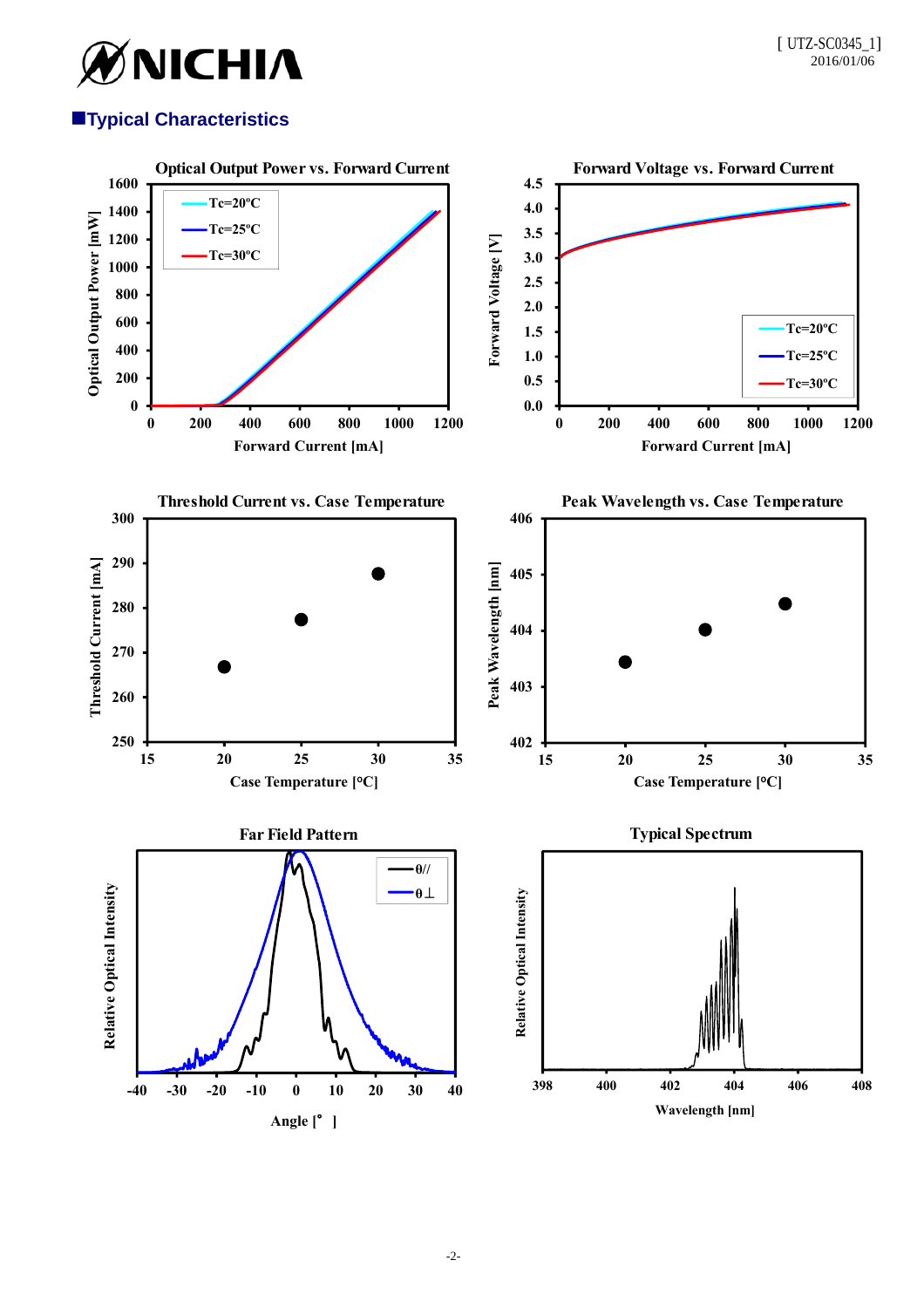## ■Typical Characteristics

Optical Output Power vs. Forward Current

Forward Voltage vs. Forward Current

Threshold Current vs. Case Temperature

Peak Wavelength vs. Case Temperature

Far Field Pattern

Typical Spectrum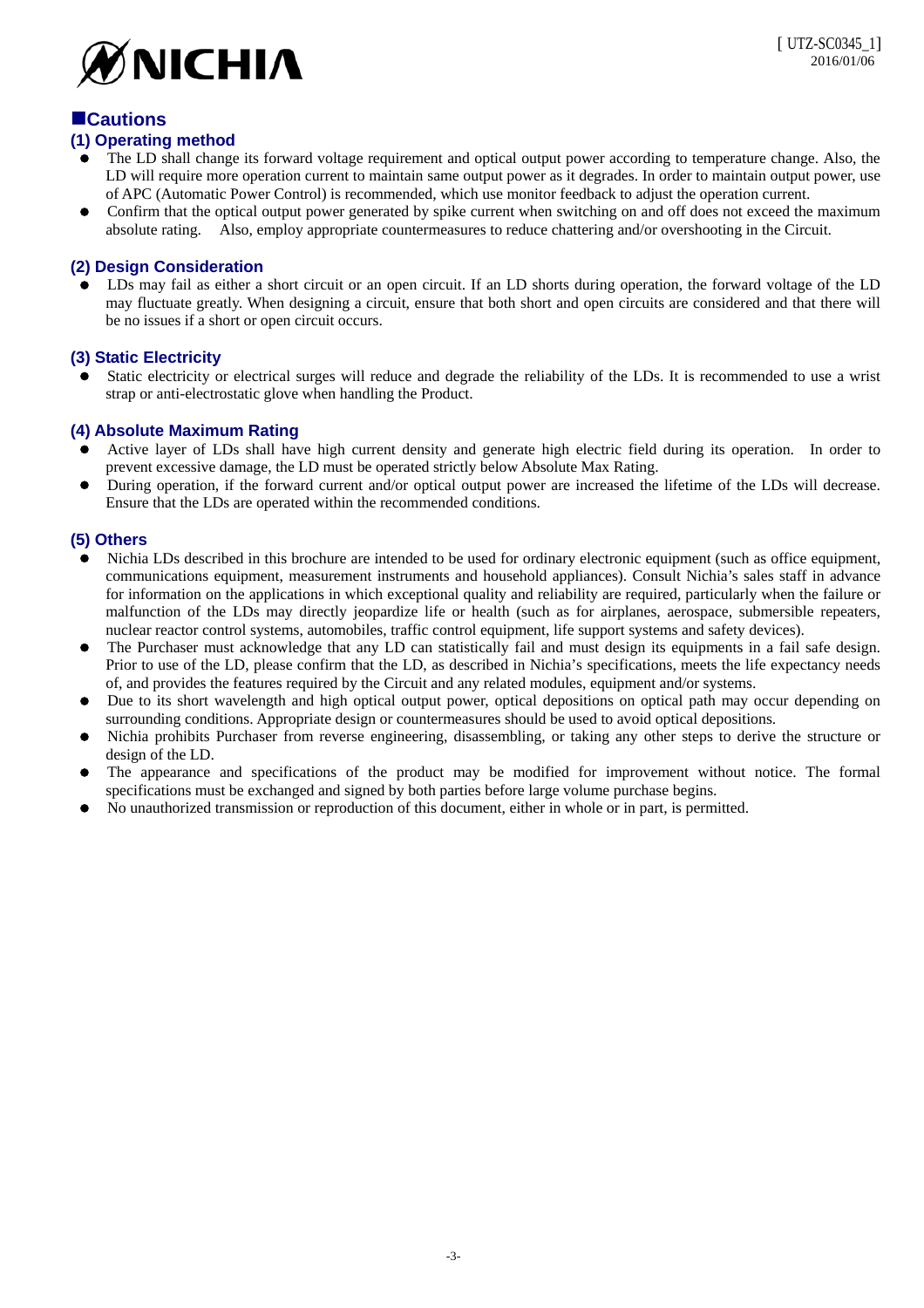## ■Cautions

### (1) Operating method

- The LD shall change its forward voltage requirement and optical output power according to temperature change. Also, the LD will require more operation current to maintain same output power as it degrades. In order to maintain output power, use of APC (Automatic Power Control) is recommended, which use monitor feedback to adjust the operation current.
- Confirm that the optical output power generated by spike current when switching on and off does not exceed the maximum absolute rating. Also, employ appropriate countermeasures to reduce chattering and/or overshooting in the Circuit.

### (2) Design Consideration

- LDs may fail as either a short circuit or an open circuit. If an LD shorts during operation, the forward voltage of the LD may fluctuate greatly. When designing a circuit, ensure that both short and open circuits are considered and that there will be no issues if a short or open circuit occurs.

### (3) Static Electricity

- Static electricity or electrical surges will reduce and degrade the reliability of the LDs. It is recommended to use a wrist strap or anti-electrostatic glove when handling the Product.

### (4) Absolute Maximum Rating

- Active layer of LDs shall have high current density and generate high electric field during its operation. In order to prevent excessive damage, the LD must be operated strictly below Absolute Max Rating.
- During operation, if the forward current and/or optical output power are increased the lifetime of the LDs will decrease. Ensure that the LDs are operated within the recommended conditions.

### (5) Others

- Nichia LDs described in this brochure are intended to be used for ordinary electronic equipment (such as office equipment, communications equipment, measurement instruments and household appliances). Consult Nichia's sales staff in advance for information on the applications in which exceptional quality and reliability are required, particularly when the failure or malfunction of the LDs may directly jeopardize life or health (such as for airplanes, aerospace, submersible repeaters, nuclear reactor control systems, automobiles, traffic control equipment, life support systems and safety devices).
- The Purchaser must acknowledge that any LD can statistically fail and must design its equipments in a fail safe design. Prior to use of the LD, please confirm that the LD, as described in Nichia's specifications, meets the life expectancy needs of, and provides the features required by the Circuit and any related modules, equipment and/or systems.
- Due to its short wavelength and high optical output power, optical depositions on optical path may occur depending on surrounding conditions. Appropriate design or countermeasures should be used to avoid optical depositions.
- Nichia prohibits Purchaser from reverse engineering, disassembling, or taking any other steps to derive the structure or design of the LD.
- The appearance and specifications of the product may be modified for improvement without notice. The formal specifications must be exchanged and signed by both parties before large volume purchase begins.
- No unauthorized transmission or reproduction of this document, either in whole or in part, is permitted.